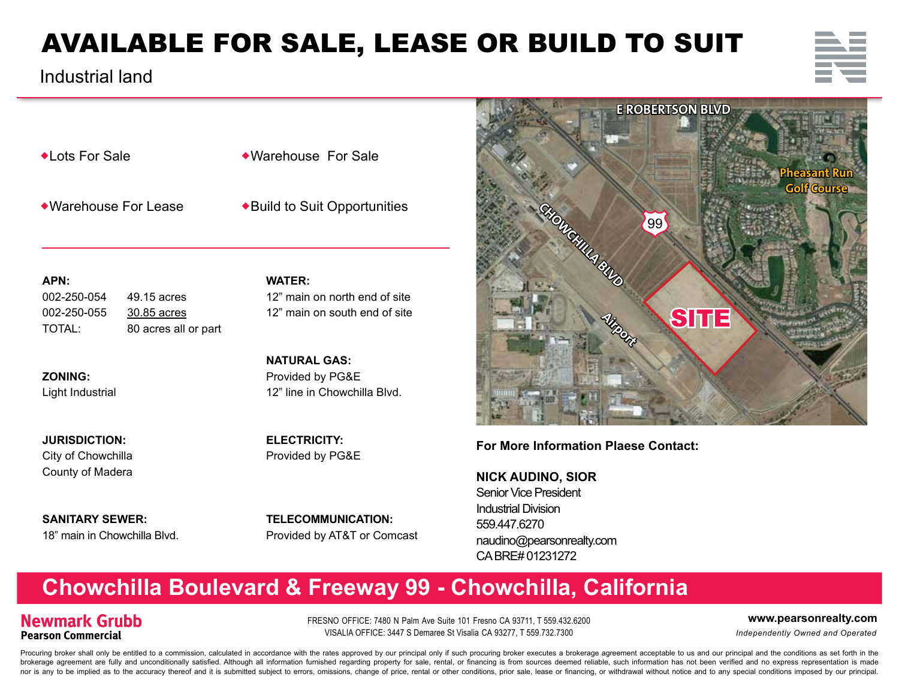# AVAILABLE FOR SALE, LEASE OR BUILD TO SUIT

Industrial land

- Lots For Sale
- Warehouse For Sale
- Warehouse For Lease
- Build to Suit Opportunities

**APN:**

| | |
|---|---|
| 002-250-054 | 49.15 acres |
| 002-250-055 | 30.85 acres |
| TOTAL: | 80 acres all or part |

**ZONING:**
Light Industrial

**JURISDICTION:**
City of Chowchilla
County of Madera

**SANITARY SEWER:**
18" main in Chowchilla Blvd.

**WATER:**
12" main on north end of site
12" main on south end of site

**NATURAL GAS:**
Provided by PG&E
12" line in Chowchilla Blvd.

**ELECTRICITY:**
Provided by PG&E

**TELECOMMUNICATION:**
Provided by AT&T or Comcast

E ROBERTSON BLVD
Pheasant Run Golf Course
99
CHOWCHILLA BLVD
Airport
SITE

**For More Information Plaese Contact:**

**NICK AUDINO, SIOR**
Senior Vice President
Industrial Division
559.447.6270
naudino@pearsonrealty.com
CA BRE# 01231272

## Chowchilla Boulevard & Freeway 99 - Chowchilla, California

**Newmark Grubb**
**Pearson Commercial**

FRESNO OFFICE: 7480 N Palm Ave Suite 101 Fresno CA 93711, T 559.432.6200
VISALIA OFFICE: 3447 S Demaree St Visalia CA 93277, T 559.732.7300

**www.pearsonrealty.com**
*Independently Owned and Operated*

Procuring broker shall only be entitled to a commission, calculated in accordance with the rates approved by our principal only if such procuring broker executes a brokerage agreement acceptable to us and our principal and the conditions as set forth in the brokerage agreement are fully and unconditionally satisfied. Although all information furnished regarding property for sale, rental, or financing is from sources deemed reliable, such information has not been verified and no express representation is made nor is any to be implied as to the accuracy thereof and it is submitted subject to errors, omissions, change of price, rental or other conditions, prior sale, lease or financing, or withdrawal without notice and to any special conditions imposed by our principal.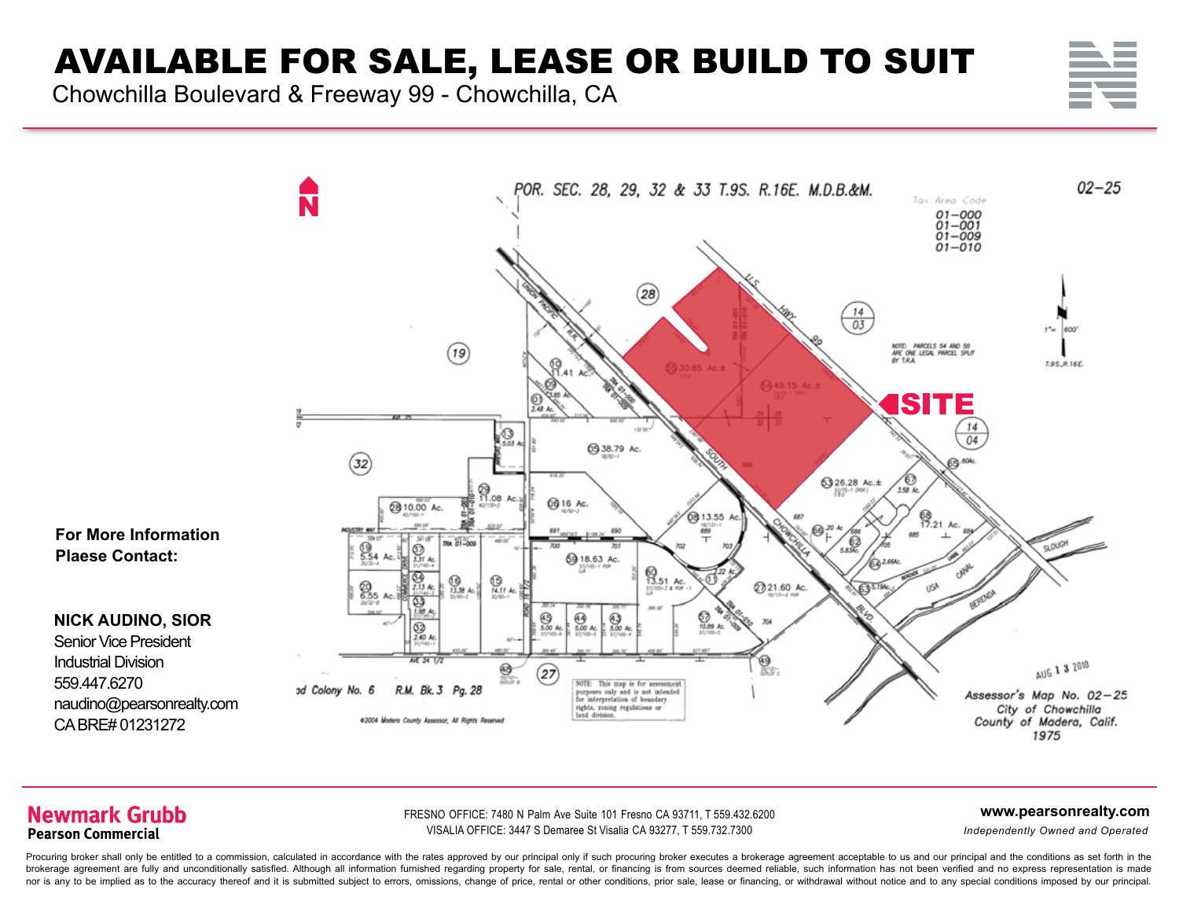# AVAILABLE FOR SALE, LEASE OR BUILD TO SUIT

Chowchilla Boulevard & Freeway 99 - Chowchilla, CA

POR. SEC. 28, 29, 32 & 33 T.9S. R.16E. M.D.B.&M.

02-25

Tax Area Code
01-000
01-001
01-009
01-010

NOTE: PARCELS 54 AND 56 ARE ONE LEGAL PARCEL SPLIT BY T.R.A.

SITE

NOTE: This map is for assessment purposes only and is not intended for interpretation of boundary rights, zoning regulations or land division.

©2004 Madera County Assessor, All Rights Reserved

AUG 13 2010

Assessor's Map No. 02-25
City of Chowchilla
County of Madera, Calif.
1975

**For More Information Plaese Contact:**

**NICK AUDINO, SIOR**
Senior Vice President
Industrial Division
559.447.6270
naudino@pearsonrealty.com
CA BRE# 01231272

**Newmark Grubb Pearson Commercial**

FRESNO OFFICE: 7480 N Palm Ave Suite 101 Fresno CA 93711, T 559.432.6200
VISALIA OFFICE: 3447 S Demaree St Visalia CA 93277, T 559.732.7300

**www.pearsonrealty.com**
*Independently Owned and Operated*

Procuring broker shall only be entitled to a commission, calculated in accordance with the rates approved by our principal only if such procuring broker executes a brokerage agreement acceptable to us and our principal and the conditions as set forth in the brokerage agreement are fully and unconditionally satisfied. Although all information furnished regarding property for sale, rental, or financing is from sources deemed reliable, such information has not been verified and no express representation is made nor is any to be implied as to the accuracy thereof and it is submitted subject to errors, omissions, change of price, rental or other conditions, prior sale, lease or financing, or withdrawal without notice and to any special conditions imposed by our principal.